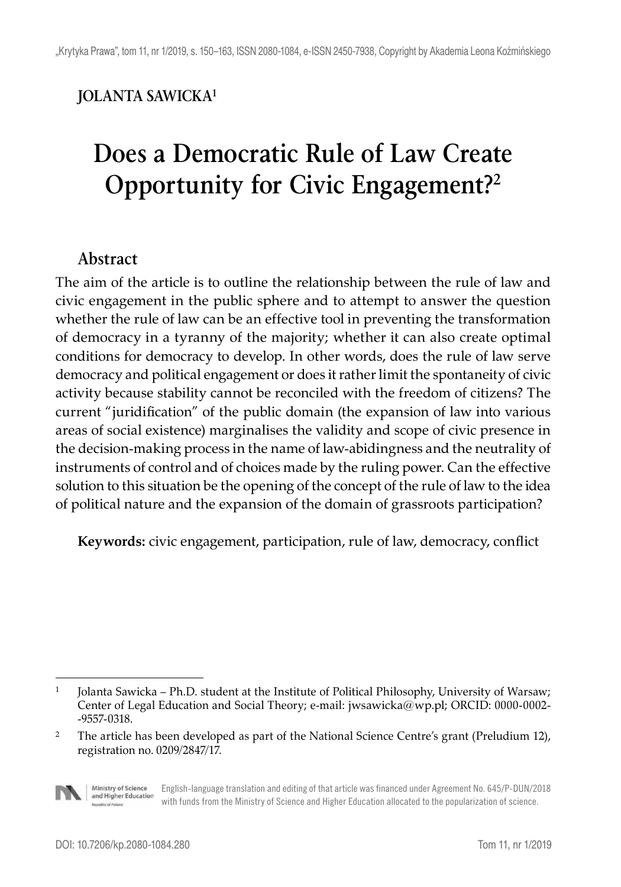**JOLANTA SAWICKA**[1]

# Does a Democratic Rule of Law Create Opportunity for Civic Engagement?[2]

## Abstract

The aim of the article is to outline the relationship between the rule of law and civic engagement in the public sphere and to attempt to answer the question whether the rule of law can be an effective tool in preventing the transformation of democracy in a tyranny of the majority; whether it can also create optimal conditions for democracy to develop. In other words, does the rule of law serve democracy and political engagement or does it rather limit the spontaneity of civic activity because stability cannot be reconciled with the freedom of citizens? The current "juridification" of the public domain (the expansion of law into various areas of social existence) marginalises the validity and scope of civic presence in the decision-making process in the name of law-abidingness and the neutrality of instruments of control and of choices made by the ruling power. Can the effective solution to this situation be the opening of the concept of the rule of law to the idea of political nature and the expansion of the domain of grassroots participation?

**Keywords:** civic engagement, participation, rule of law, democracy, conflict

---

[1] Jolanta Sawicka – Ph.D. student at the Institute of Political Philosophy, University of Warsaw; Center of Legal Education and Social Theory; e-mail: jwsawicka@wp.pl; ORCID: 0000-0002-9557-0318.

[2] The article has been developed as part of the National Science Centre's grant (Preludium 12), registration no. 0209/2847/17.

English-language translation and editing of that article was financed under Agreement No. 645/P-DUN/2018 with funds from the Ministry of Science and Higher Education allocated to the popularization of science.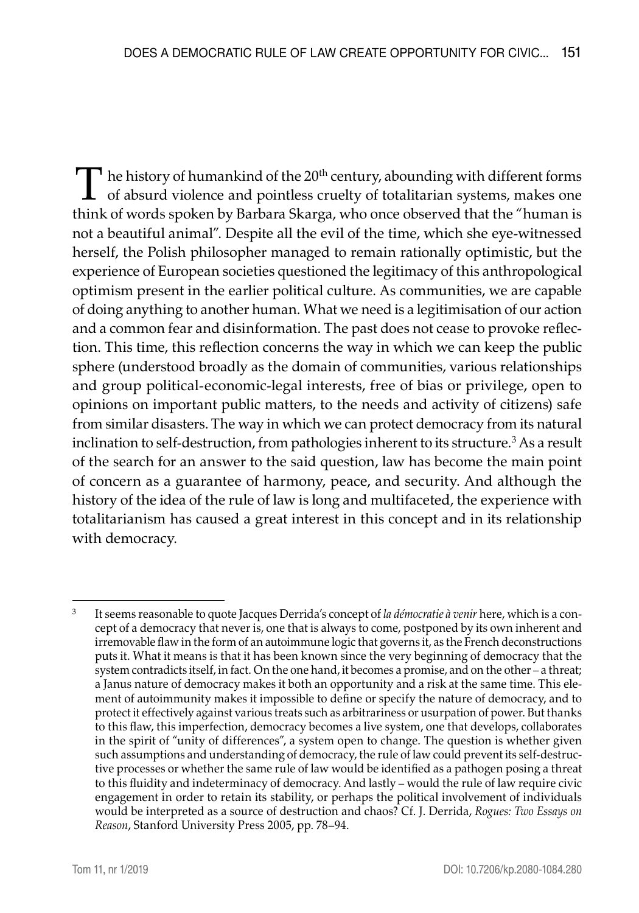The history of humankind of the 20th century, abounding with different forms of absurd violence and pointless cruelty of totalitarian systems, makes one think of words spoken by Barbara Skarga, who once observed that the "human is not a beautiful animal". Despite all the evil of the time, which she eye-witnessed herself, the Polish philosopher managed to remain rationally optimistic, but the experience of European societies questioned the legitimacy of this anthropological optimism present in the earlier political culture. As communities, we are capable of doing anything to another human. What we need is a legitimisation of our action and a common fear and disinformation. The past does not cease to provoke reflection. This time, this reflection concerns the way in which we can keep the public sphere (understood broadly as the domain of communities, various relationships and group political-economic-legal interests, free of bias or privilege, open to opinions on important public matters, to the needs and activity of citizens) safe from similar disasters. The way in which we can protect democracy from its natural inclination to self-destruction, from pathologies inherent to its structure.[3] As a result of the search for an answer to the said question, law has become the main point of concern as a guarantee of harmony, peace, and security. And although the history of the idea of the rule of law is long and multifaceted, the experience with totalitarianism has caused a great interest in this concept and in its relationship with democracy.

---

[3] It seems reasonable to quote Jacques Derrida's concept of *la démocratie à venir* here, which is a concept of a democracy that never is, one that is always to come, postponed by its own inherent and irremovable flaw in the form of an autoimmune logic that governs it, as the French deconstructions puts it. What it means is that it has been known since the very beginning of democracy that the system contradicts itself, in fact. On the one hand, it becomes a promise, and on the other – a threat; a Janus nature of democracy makes it both an opportunity and a risk at the same time. This element of autoimmunity makes it impossible to define or specify the nature of democracy, and to protect it effectively against various treats such as arbitrariness or usurpation of power. But thanks to this flaw, this imperfection, democracy becomes a live system, one that develops, collaborates in the spirit of "unity of differences", a system open to change. The question is whether given such assumptions and understanding of democracy, the rule of law could prevent its self-destructive processes or whether the same rule of law would be identified as a pathogen posing a threat to this fluidity and indeterminacy of democracy. And lastly – would the rule of law require civic engagement in order to retain its stability, or perhaps the political involvement of individuals would be interpreted as a source of destruction and chaos? Cf. J. Derrida, *Rogues: Two Essays on Reason*, Stanford University Press 2005, pp. 78–94.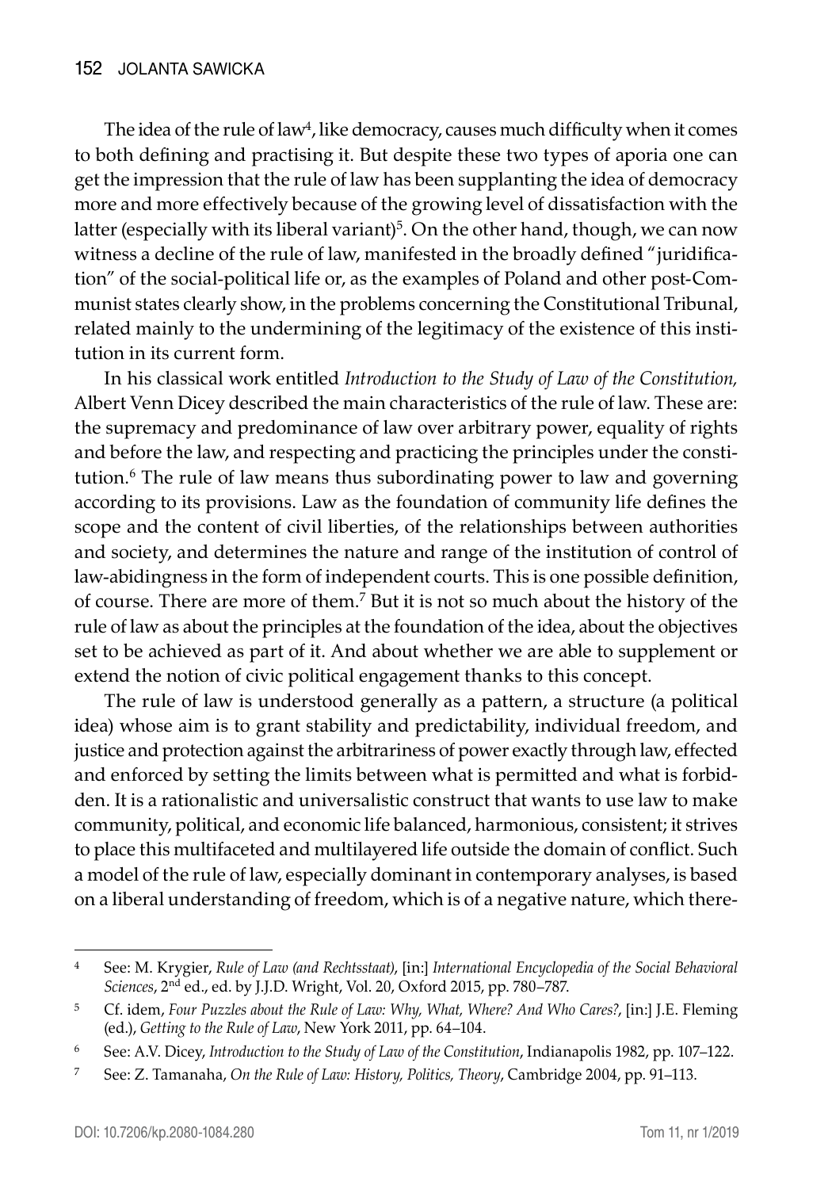The idea of the rule of law[4], like democracy, causes much difficulty when it comes to both defining and practising it. But despite these two types of aporia one can get the impression that the rule of law has been supplanting the idea of democracy more and more effectively because of the growing level of dissatisfaction with the latter (especially with its liberal variant)[5]. On the other hand, though, we can now witness a decline of the rule of law, manifested in the broadly defined "juridification" of the social-political life or, as the examples of Poland and other post-Communist states clearly show, in the problems concerning the Constitutional Tribunal, related mainly to the undermining of the legitimacy of the existence of this institution in its current form.

In his classical work entitled *Introduction to the Study of Law of the Constitution,* Albert Venn Dicey described the main characteristics of the rule of law. These are: the supremacy and predominance of law over arbitrary power, equality of rights and before the law, and respecting and practicing the principles under the constitution.[6] The rule of law means thus subordinating power to law and governing according to its provisions. Law as the foundation of community life defines the scope and the content of civil liberties, of the relationships between authorities and society, and determines the nature and range of the institution of control of law-abidingness in the form of independent courts. This is one possible definition, of course. There are more of them.[7] But it is not so much about the history of the rule of law as about the principles at the foundation of the idea, about the objectives set to be achieved as part of it. And about whether we are able to supplement or extend the notion of civic political engagement thanks to this concept.

The rule of law is understood generally as a pattern, a structure (a political idea) whose aim is to grant stability and predictability, individual freedom, and justice and protection against the arbitrariness of power exactly through law, effected and enforced by setting the limits between what is permitted and what is forbidden. It is a rationalistic and universalistic construct that wants to use law to make community, political, and economic life balanced, harmonious, consistent; it strives to place this multifaceted and multilayered life outside the domain of conflict. Such a model of the rule of law, especially dominant in contemporary analyses, is based on a liberal understanding of freedom, which is of a negative nature, which there-

---

[4] See: M. Krygier, *Rule of Law (and Rechtsstaat)*, [in:] *International Encyclopedia of the Social Behavioral Sciences*, 2nd ed., ed. by J.J.D. Wright, Vol. 20, Oxford 2015, pp. 780–787.

[5] Cf. idem, *Four Puzzles about the Rule of Law: Why, What, Where? And Who Cares?*, [in:] J.E. Fleming (ed.), *Getting to the Rule of Law*, New York 2011, pp. 64–104.

[6] See: A.V. Dicey, *Introduction to the Study of Law of the Constitution*, Indianapolis 1982, pp. 107–122.

[7] See: Z. Tamanaha, *On the Rule of Law: History, Politics, Theory*, Cambridge 2004, pp. 91–113.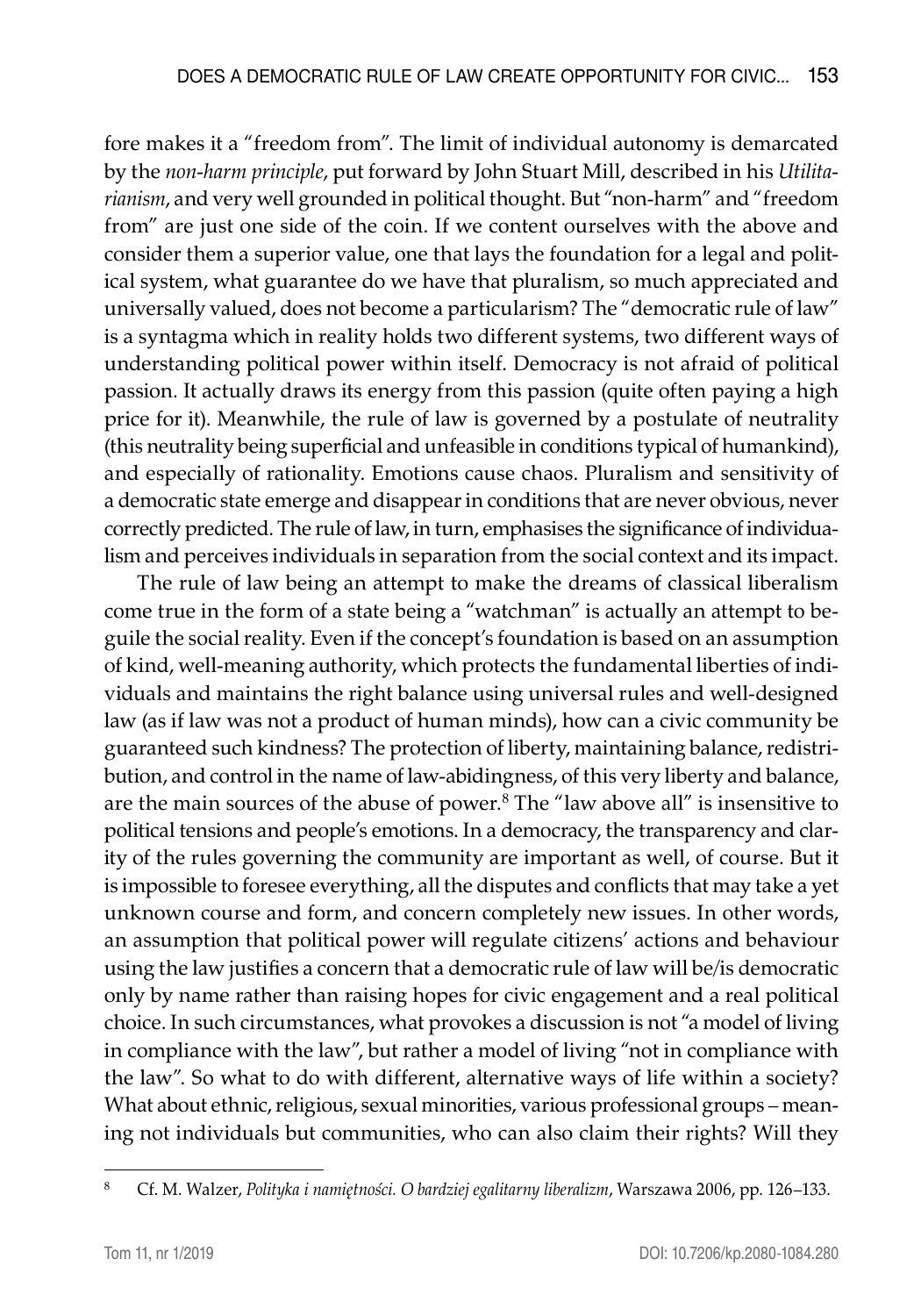fore makes it a "freedom from". The limit of individual autonomy is demarcated by the *non-harm principle*, put forward by John Stuart Mill, described in his *Utilitarianism*, and very well grounded in political thought. But "non-harm" and "freedom from" are just one side of the coin. If we content ourselves with the above and consider them a superior value, one that lays the foundation for a legal and political system, what guarantee do we have that pluralism, so much appreciated and universally valued, does not become a particularism? The "democratic rule of law" is a syntagma which in reality holds two different systems, two different ways of understanding political power within itself. Democracy is not afraid of political passion. It actually draws its energy from this passion (quite often paying a high price for it). Meanwhile, the rule of law is governed by a postulate of neutrality (this neutrality being superficial and unfeasible in conditions typical of humankind), and especially of rationality. Emotions cause chaos. Pluralism and sensitivity of a democratic state emerge and disappear in conditions that are never obvious, never correctly predicted. The rule of law, in turn, emphasises the significance of individualism and perceives individuals in separation from the social context and its impact.

The rule of law being an attempt to make the dreams of classical liberalism come true in the form of a state being a "watchman" is actually an attempt to beguile the social reality. Even if the concept's foundation is based on an assumption of kind, well-meaning authority, which protects the fundamental liberties of individuals and maintains the right balance using universal rules and well-designed law (as if law was not a product of human minds), how can a civic community be guaranteed such kindness? The protection of liberty, maintaining balance, redistribution, and control in the name of law-abidingness, of this very liberty and balance, are the main sources of the abuse of power.[8] The "law above all" is insensitive to political tensions and people's emotions. In a democracy, the transparency and clarity of the rules governing the community are important as well, of course. But it is impossible to foresee everything, all the disputes and conflicts that may take a yet unknown course and form, and concern completely new issues. In other words, an assumption that political power will regulate citizens' actions and behaviour using the law justifies a concern that a democratic rule of law will be/is democratic only by name rather than raising hopes for civic engagement and a real political choice. In such circumstances, what provokes a discussion is not "a model of living in compliance with the law", but rather a model of living "not in compliance with the law". So what to do with different, alternative ways of life within a society? What about ethnic, religious, sexual minorities, various professional groups – meaning not individuals but communities, who can also claim their rights? Will they

---

[8] Cf. M. Walzer, *Polityka i namiętności. O bardziej egalitarny liberalizm*, Warszawa 2006, pp. 126–133.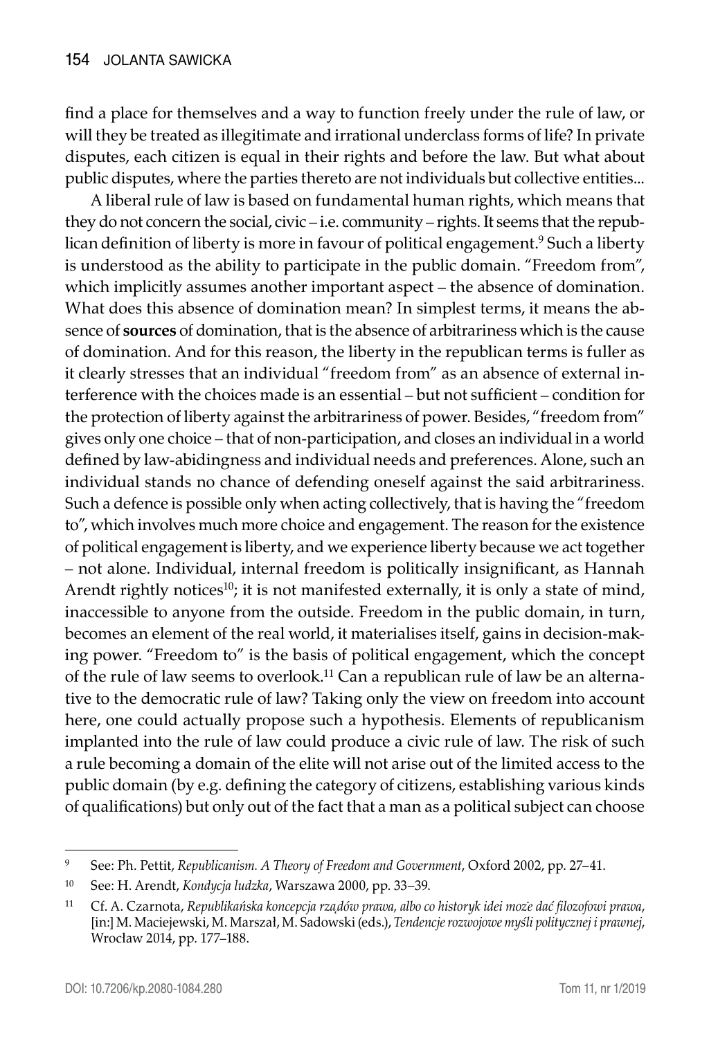find a place for themselves and a way to function freely under the rule of law, or will they be treated as illegitimate and irrational underclass forms of life? In private disputes, each citizen is equal in their rights and before the law. But what about public disputes, where the parties thereto are not individuals but collective entities...

A liberal rule of law is based on fundamental human rights, which means that they do not concern the social, civic – i.e. community – rights. It seems that the republican definition of liberty is more in favour of political engagement.[9] Such a liberty is understood as the ability to participate in the public domain. "Freedom from", which implicitly assumes another important aspect – the absence of domination. What does this absence of domination mean? In simplest terms, it means the absence of **sources** of domination, that is the absence of arbitrariness which is the cause of domination. And for this reason, the liberty in the republican terms is fuller as it clearly stresses that an individual "freedom from" as an absence of external interference with the choices made is an essential – but not sufficient – condition for the protection of liberty against the arbitrariness of power. Besides, "freedom from" gives only one choice – that of non-participation, and closes an individual in a world defined by law-abidingness and individual needs and preferences. Alone, such an individual stands no chance of defending oneself against the said arbitrariness. Such a defence is possible only when acting collectively, that is having the "freedom to", which involves much more choice and engagement. The reason for the existence of political engagement is liberty, and we experience liberty because we act together – not alone. Individual, internal freedom is politically insignificant, as Hannah Arendt rightly notices[10]; it is not manifested externally, it is only a state of mind, inaccessible to anyone from the outside. Freedom in the public domain, in turn, becomes an element of the real world, it materialises itself, gains in decision-making power. "Freedom to" is the basis of political engagement, which the concept of the rule of law seems to overlook.[11] Can a republican rule of law be an alternative to the democratic rule of law? Taking only the view on freedom into account here, one could actually propose such a hypothesis. Elements of republicanism implanted into the rule of law could produce a civic rule of law. The risk of such a rule becoming a domain of the elite will not arise out of the limited access to the public domain (by e.g. defining the category of citizens, establishing various kinds of qualifications) but only out of the fact that a man as a political subject can choose

---

[9] See: Ph. Pettit, *Republicanism. A Theory of Freedom and Government*, Oxford 2002, pp. 27–41.

[10] See: H. Arendt, *Kondycja ludzka*, Warszawa 2000, pp. 33–39.

[11] Cf. A. Czarnota, *Republikańska koncepcja rządów prawa, albo co historyk idei może dać filozofowi prawa*, [in:] M. Maciejewski, M. Marszał, M. Sadowski (eds.), *Tendencje rozwojowe myśli politycznej i prawnej*, Wrocław 2014, pp. 177–188.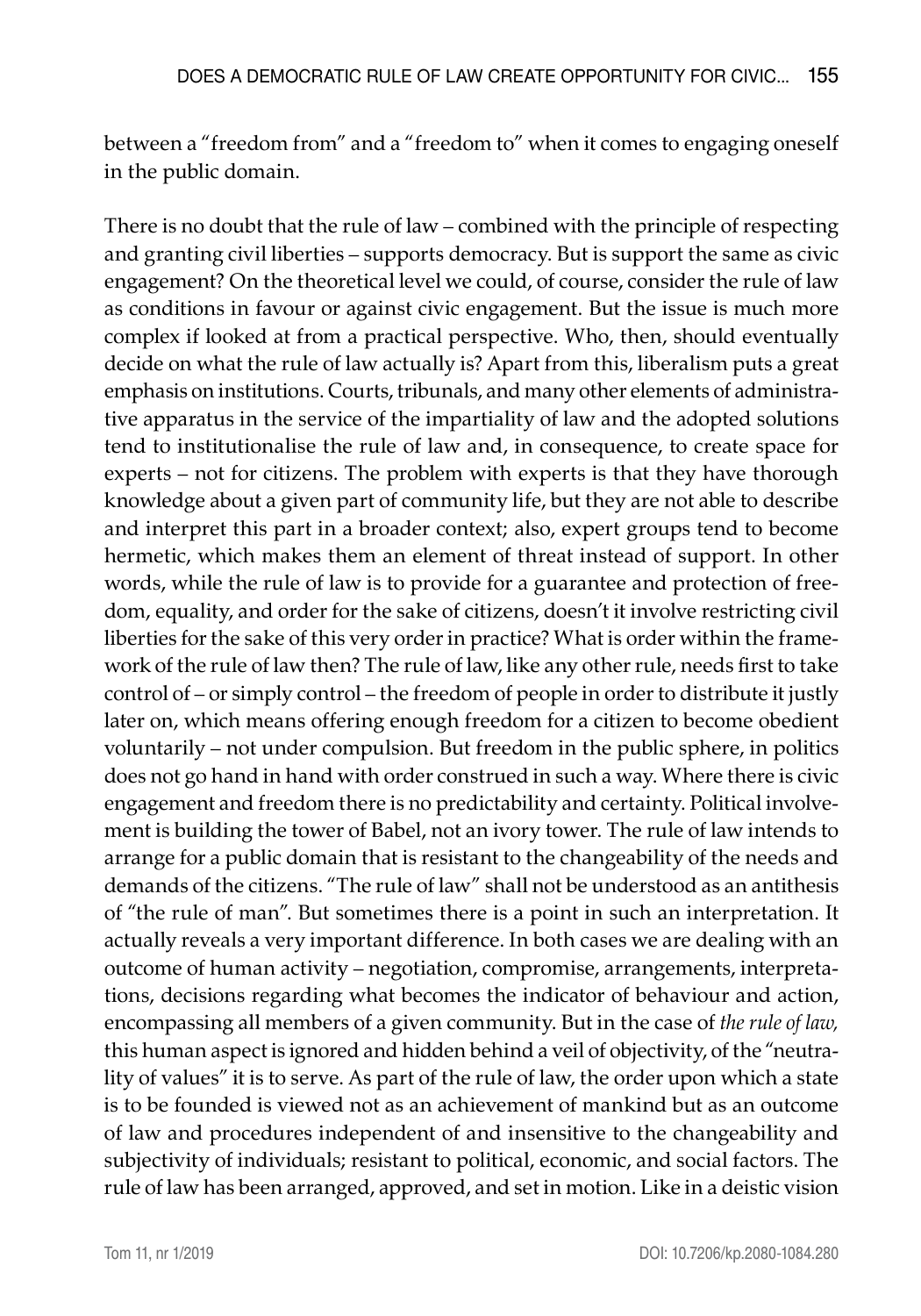between a "freedom from" and a "freedom to" when it comes to engaging oneself in the public domain.

There is no doubt that the rule of law – combined with the principle of respecting and granting civil liberties – supports democracy. But is support the same as civic engagement? On the theoretical level we could, of course, consider the rule of law as conditions in favour or against civic engagement. But the issue is much more complex if looked at from a practical perspective. Who, then, should eventually decide on what the rule of law actually is? Apart from this, liberalism puts a great emphasis on institutions. Courts, tribunals, and many other elements of administrative apparatus in the service of the impartiality of law and the adopted solutions tend to institutionalise the rule of law and, in consequence, to create space for experts – not for citizens. The problem with experts is that they have thorough knowledge about a given part of community life, but they are not able to describe and interpret this part in a broader context; also, expert groups tend to become hermetic, which makes them an element of threat instead of support. In other words, while the rule of law is to provide for a guarantee and protection of freedom, equality, and order for the sake of citizens, doesn't it involve restricting civil liberties for the sake of this very order in practice? What is order within the framework of the rule of law then? The rule of law, like any other rule, needs first to take control of – or simply control – the freedom of people in order to distribute it justly later on, which means offering enough freedom for a citizen to become obedient voluntarily – not under compulsion. But freedom in the public sphere, in politics does not go hand in hand with order construed in such a way. Where there is civic engagement and freedom there is no predictability and certainty. Political involvement is building the tower of Babel, not an ivory tower. The rule of law intends to arrange for a public domain that is resistant to the changeability of the needs and demands of the citizens. "The rule of law" shall not be understood as an antithesis of "the rule of man". But sometimes there is a point in such an interpretation. It actually reveals a very important difference. In both cases we are dealing with an outcome of human activity – negotiation, compromise, arrangements, interpretations, decisions regarding what becomes the indicator of behaviour and action, encompassing all members of a given community. But in the case of *the rule of law,* this human aspect is ignored and hidden behind a veil of objectivity, of the "neutrality of values" it is to serve. As part of the rule of law, the order upon which a state is to be founded is viewed not as an achievement of mankind but as an outcome of law and procedures independent of and insensitive to the changeability and subjectivity of individuals; resistant to political, economic, and social factors. The rule of law has been arranged, approved, and set in motion. Like in a deistic vision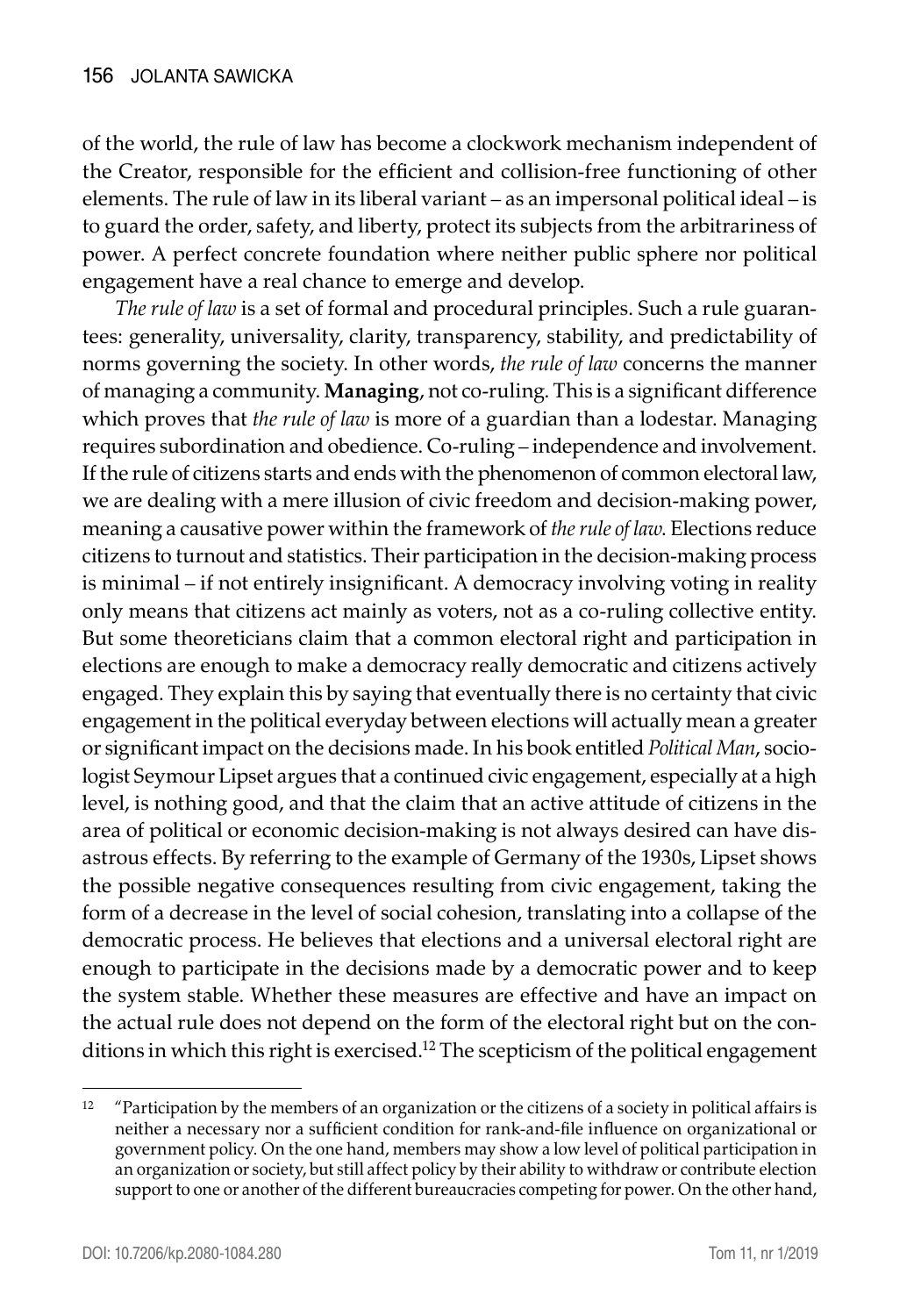of the world, the rule of law has become a clockwork mechanism independent of the Creator, responsible for the efficient and collision-free functioning of other elements. The rule of law in its liberal variant – as an impersonal political ideal – is to guard the order, safety, and liberty, protect its subjects from the arbitrariness of power. A perfect concrete foundation where neither public sphere nor political engagement have a real chance to emerge and develop.

*The rule of law* is a set of formal and procedural principles. Such a rule guarantees: generality, universality, clarity, transparency, stability, and predictability of norms governing the society. In other words, *the rule of law* concerns the manner of managing a community. **Managing**, not co-ruling. This is a significant difference which proves that *the rule of law* is more of a guardian than a lodestar. Managing requires subordination and obedience. Co-ruling – independence and involvement. If the rule of citizens starts and ends with the phenomenon of common electoral law, we are dealing with a mere illusion of civic freedom and decision-making power, meaning a causative power within the framework of *the rule of law.* Elections reduce citizens to turnout and statistics. Their participation in the decision-making process is minimal – if not entirely insignificant. A democracy involving voting in reality only means that citizens act mainly as voters, not as a co-ruling collective entity. But some theoreticians claim that a common electoral right and participation in elections are enough to make a democracy really democratic and citizens actively engaged. They explain this by saying that eventually there is no certainty that civic engagement in the political everyday between elections will actually mean a greater or significant impact on the decisions made. In his book entitled *Political Man*, sociologist Seymour Lipset argues that a continued civic engagement, especially at a high level, is nothing good, and that the claim that an active attitude of citizens in the area of political or economic decision-making is not always desired can have disastrous effects. By referring to the example of Germany of the 1930s, Lipset shows the possible negative consequences resulting from civic engagement, taking the form of a decrease in the level of social cohesion, translating into a collapse of the democratic process. He believes that elections and a universal electoral right are enough to participate in the decisions made by a democratic power and to keep the system stable. Whether these measures are effective and have an impact on the actual rule does not depend on the form of the electoral right but on the conditions in which this right is exercised.[12] The scepticism of the political engagement

[12] "Participation by the members of an organization or the citizens of a society in political affairs is neither a necessary nor a sufficient condition for rank-and-file influence on organizational or government policy. On the one hand, members may show a low level of political participation in an organization or society, but still affect policy by their ability to withdraw or contribute election support to one or another of the different bureaucracies competing for power. On the other hand,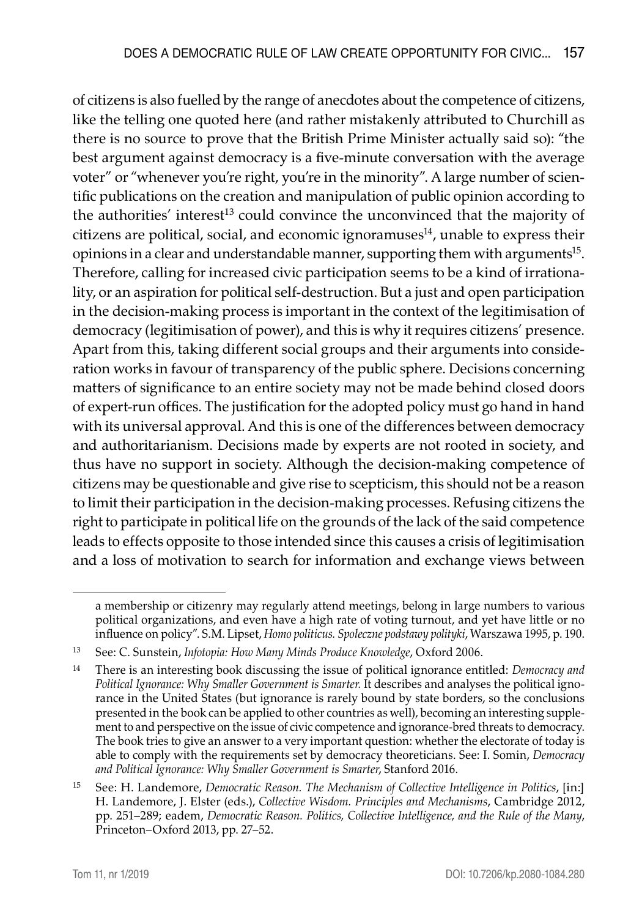of citizens is also fuelled by the range of anecdotes about the competence of citizens, like the telling one quoted here (and rather mistakenly attributed to Churchill as there is no source to prove that the British Prime Minister actually said so): "the best argument against democracy is a five-minute conversation with the average voter" or "whenever you're right, you're in the minority". A large number of scientific publications on the creation and manipulation of public opinion according to the authorities' interest[13] could convince the unconvinced that the majority of citizens are political, social, and economic ignoramuses[14], unable to express their opinions in a clear and understandable manner, supporting them with arguments[15]. Therefore, calling for increased civic participation seems to be a kind of irrationality, or an aspiration for political self-destruction. But a just and open participation in the decision-making process is important in the context of the legitimisation of democracy (legitimisation of power), and this is why it requires citizens' presence. Apart from this, taking different social groups and their arguments into consideration works in favour of transparency of the public sphere. Decisions concerning matters of significance to an entire society may not be made behind closed doors of expert-run offices. The justification for the adopted policy must go hand in hand with its universal approval. And this is one of the differences between democracy and authoritarianism. Decisions made by experts are not rooted in society, and thus have no support in society. Although the decision-making competence of citizens may be questionable and give rise to scepticism, this should not be a reason to limit their participation in the decision-making processes. Refusing citizens the right to participate in political life on the grounds of the lack of the said competence leads to effects opposite to those intended since this causes a crisis of legitimisation and a loss of motivation to search for information and exchange views between

---

a membership or citizenry may regularly attend meetings, belong in large numbers to various political organizations, and even have a high rate of voting turnout, and yet have little or no influence on policy". S.M. Lipset, *Homo politicus. Społeczne podstawy polityki*, Warszawa 1995, p. 190.

[13] See: C. Sunstein, *Infotopia: How Many Minds Produce Knowledge*, Oxford 2006.

[14] There is an interesting book discussing the issue of political ignorance entitled: *Democracy and Political Ignorance: Why Smaller Government is Smarter.* It describes and analyses the political ignorance in the United States (but ignorance is rarely bound by state borders, so the conclusions presented in the book can be applied to other countries as well), becoming an interesting supplement to and perspective on the issue of civic competence and ignorance-bred threats to democracy. The book tries to give an answer to a very important question: whether the electorate of today is able to comply with the requirements set by democracy theoreticians. See: I. Somin, *Democracy and Political Ignorance: Why Smaller Government is Smarter*, Stanford 2016.

[15] See: H. Landemore, *Democratic Reason. The Mechanism of Collective Intelligence in Politics*, [in:] H. Landemore, J. Elster (eds.), *Collective Wisdom. Principles and Mechanisms*, Cambridge 2012, pp. 251–289; eadem, *Democratic Reason. Politics, Collective Intelligence, and the Rule of the Many*, Princeton–Oxford 2013, pp. 27–52.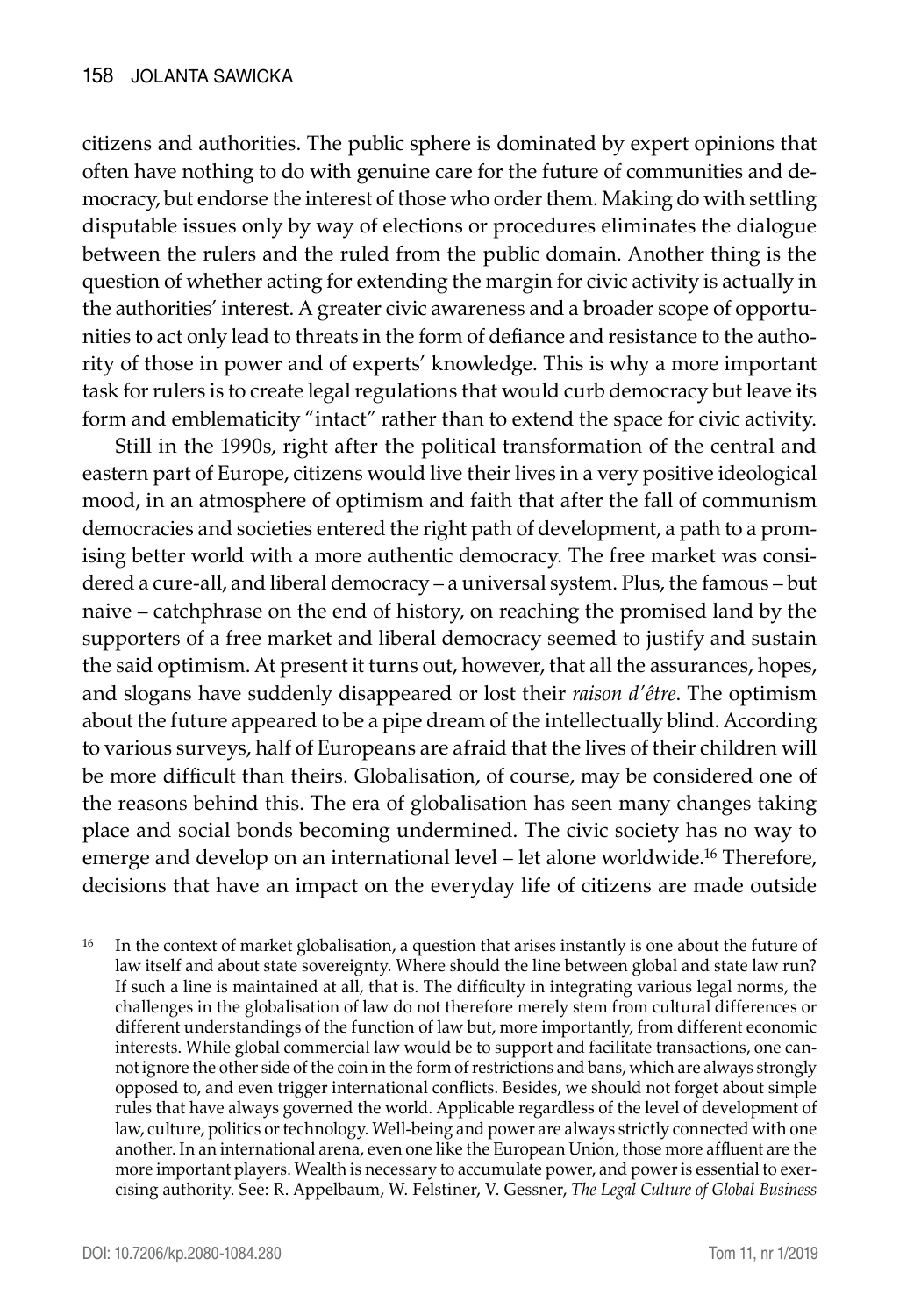citizens and authorities. The public sphere is dominated by expert opinions that often have nothing to do with genuine care for the future of communities and democracy, but endorse the interest of those who order them. Making do with settling disputable issues only by way of elections or procedures eliminates the dialogue between the rulers and the ruled from the public domain. Another thing is the question of whether acting for extending the margin for civic activity is actually in the authorities' interest. A greater civic awareness and a broader scope of opportunities to act only lead to threats in the form of defiance and resistance to the authority of those in power and of experts' knowledge. This is why a more important task for rulers is to create legal regulations that would curb democracy but leave its form and emblematicity "intact" rather than to extend the space for civic activity.

Still in the 1990s, right after the political transformation of the central and eastern part of Europe, citizens would live their lives in a very positive ideological mood, in an atmosphere of optimism and faith that after the fall of communism democracies and societies entered the right path of development, a path to a promising better world with a more authentic democracy. The free market was considered a cure-all, and liberal democracy – a universal system. Plus, the famous – but naive – catchphrase on the end of history, on reaching the promised land by the supporters of a free market and liberal democracy seemed to justify and sustain the said optimism. At present it turns out, however, that all the assurances, hopes, and slogans have suddenly disappeared or lost their *raison d'être*. The optimism about the future appeared to be a pipe dream of the intellectually blind. According to various surveys, half of Europeans are afraid that the lives of their children will be more difficult than theirs. Globalisation, of course, may be considered one of the reasons behind this. The era of globalisation has seen many changes taking place and social bonds becoming undermined. The civic society has no way to emerge and develop on an international level – let alone worldwide.[16] Therefore, decisions that have an impact on the everyday life of citizens are made outside

---

[16] In the context of market globalisation, a question that arises instantly is one about the future of law itself and about state sovereignty. Where should the line between global and state law run? If such a line is maintained at all, that is. The difficulty in integrating various legal norms, the challenges in the globalisation of law do not therefore merely stem from cultural differences or different understandings of the function of law but, more importantly, from different economic interests. While global commercial law would be to support and facilitate transactions, one cannot ignore the other side of the coin in the form of restrictions and bans, which are always strongly opposed to, and even trigger international conflicts. Besides, we should not forget about simple rules that have always governed the world. Applicable regardless of the level of development of law, culture, politics or technology. Well-being and power are always strictly connected with one another. In an international arena, even one like the European Union, those more affluent are the more important players. Wealth is necessary to accumulate power, and power is essential to exercising authority. See: R. Appelbaum, W. Felstiner, V. Gessner, *The Legal Culture of Global Business*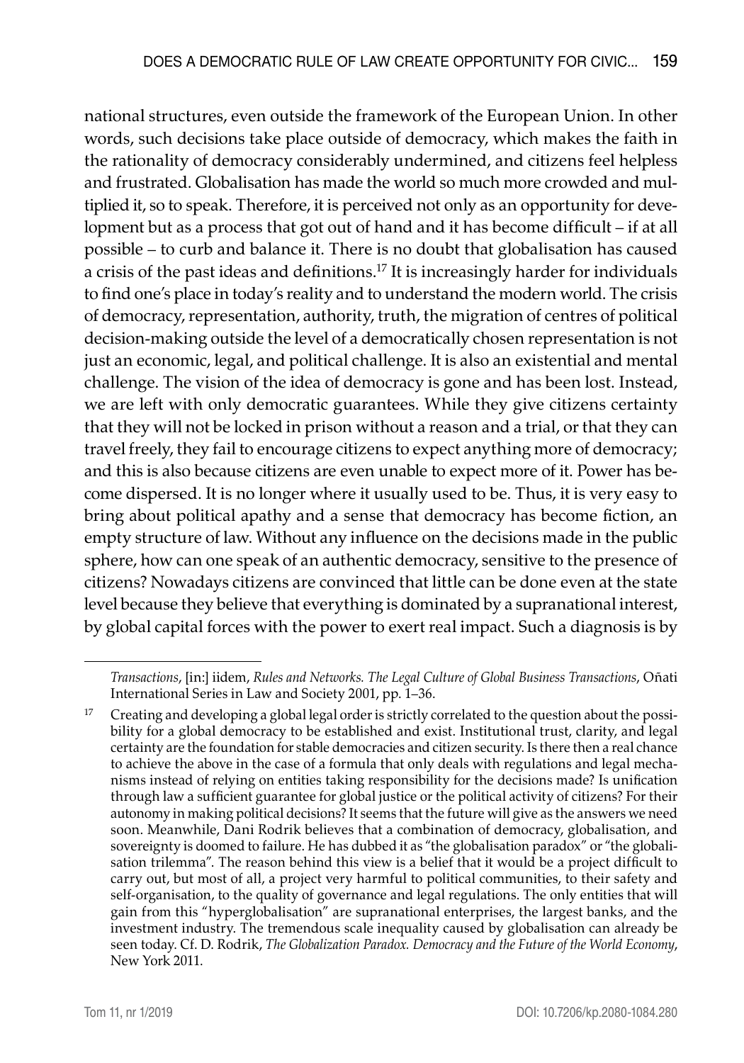national structures, even outside the framework of the European Union. In other words, such decisions take place outside of democracy, which makes the faith in the rationality of democracy considerably undermined, and citizens feel helpless and frustrated. Globalisation has made the world so much more crowded and multiplied it, so to speak. Therefore, it is perceived not only as an opportunity for development but as a process that got out of hand and it has become difficult – if at all possible – to curb and balance it. There is no doubt that globalisation has caused a crisis of the past ideas and definitions.[17] It is increasingly harder for individuals to find one's place in today's reality and to understand the modern world. The crisis of democracy, representation, authority, truth, the migration of centres of political decision-making outside the level of a democratically chosen representation is not just an economic, legal, and political challenge. It is also an existential and mental challenge. The vision of the idea of democracy is gone and has been lost. Instead, we are left with only democratic guarantees. While they give citizens certainty that they will not be locked in prison without a reason and a trial, or that they can travel freely, they fail to encourage citizens to expect anything more of democracy; and this is also because citizens are even unable to expect more of it. Power has become dispersed. It is no longer where it usually used to be. Thus, it is very easy to bring about political apathy and a sense that democracy has become fiction, an empty structure of law. Without any influence on the decisions made in the public sphere, how can one speak of an authentic democracy, sensitive to the presence of citizens? Nowadays citizens are convinced that little can be done even at the state level because they believe that everything is dominated by a supranational interest, by global capital forces with the power to exert real impact. Such a diagnosis is by

---

*Transactions*, [in:] iidem, *Rules and Networks. The Legal Culture of Global Business Transactions*, Oñati International Series in Law and Society 2001, pp. 1–36.

[17] Creating and developing a global legal order is strictly correlated to the question about the possibility for a global democracy to be established and exist. Institutional trust, clarity, and legal certainty are the foundation for stable democracies and citizen security. Is there then a real chance to achieve the above in the case of a formula that only deals with regulations and legal mechanisms instead of relying on entities taking responsibility for the decisions made? Is unification through law a sufficient guarantee for global justice or the political activity of citizens? For their autonomy in making political decisions? It seems that the future will give as the answers we need soon. Meanwhile, Dani Rodrik believes that a combination of democracy, globalisation, and sovereignty is doomed to failure. He has dubbed it as "the globalisation paradox" or "the globalisation trilemma". The reason behind this view is a belief that it would be a project difficult to carry out, but most of all, a project very harmful to political communities, to their safety and self-organisation, to the quality of governance and legal regulations. The only entities that will gain from this "hyperglobalisation" are supranational enterprises, the largest banks, and the investment industry. The tremendous scale inequality caused by globalisation can already be seen today. Cf. D. Rodrik, *The Globalization Paradox. Democracy and the Future of the World Economy*, New York 2011.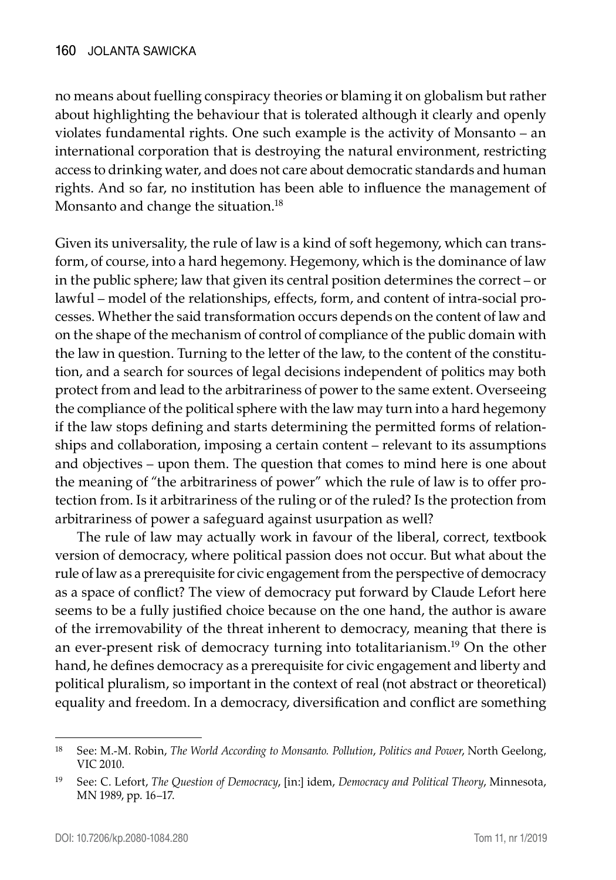no means about fuelling conspiracy theories or blaming it on globalism but rather about highlighting the behaviour that is tolerated although it clearly and openly violates fundamental rights. One such example is the activity of Monsanto – an international corporation that is destroying the natural environment, restricting access to drinking water, and does not care about democratic standards and human rights. And so far, no institution has been able to influence the management of Monsanto and change the situation.[18]

Given its universality, the rule of law is a kind of soft hegemony, which can transform, of course, into a hard hegemony. Hegemony, which is the dominance of law in the public sphere; law that given its central position determines the correct – or lawful – model of the relationships, effects, form, and content of intra-social processes. Whether the said transformation occurs depends on the content of law and on the shape of the mechanism of control of compliance of the public domain with the law in question. Turning to the letter of the law, to the content of the constitution, and a search for sources of legal decisions independent of politics may both protect from and lead to the arbitrariness of power to the same extent. Overseeing the compliance of the political sphere with the law may turn into a hard hegemony if the law stops defining and starts determining the permitted forms of relationships and collaboration, imposing a certain content – relevant to its assumptions and objectives – upon them. The question that comes to mind here is one about the meaning of "the arbitrariness of power" which the rule of law is to offer protection from. Is it arbitrariness of the ruling or of the ruled? Is the protection from arbitrariness of power a safeguard against usurpation as well?

The rule of law may actually work in favour of the liberal, correct, textbook version of democracy, where political passion does not occur. But what about the rule of law as a prerequisite for civic engagement from the perspective of democracy as a space of conflict? The view of democracy put forward by Claude Lefort here seems to be a fully justified choice because on the one hand, the author is aware of the irremovability of the threat inherent to democracy, meaning that there is an ever-present risk of democracy turning into totalitarianism.[19] On the other hand, he defines democracy as a prerequisite for civic engagement and liberty and political pluralism, so important in the context of real (not abstract or theoretical) equality and freedom. In a democracy, diversification and conflict are something

---

[18] See: M.-M. Robin, *The World According to Monsanto. Pollution, Politics and Power*, North Geelong, VIC 2010.

[19] See: C. Lefort, *The Question of Democracy*, [in:] idem, *Democracy and Political Theory*, Minnesota, MN 1989, pp. 16–17.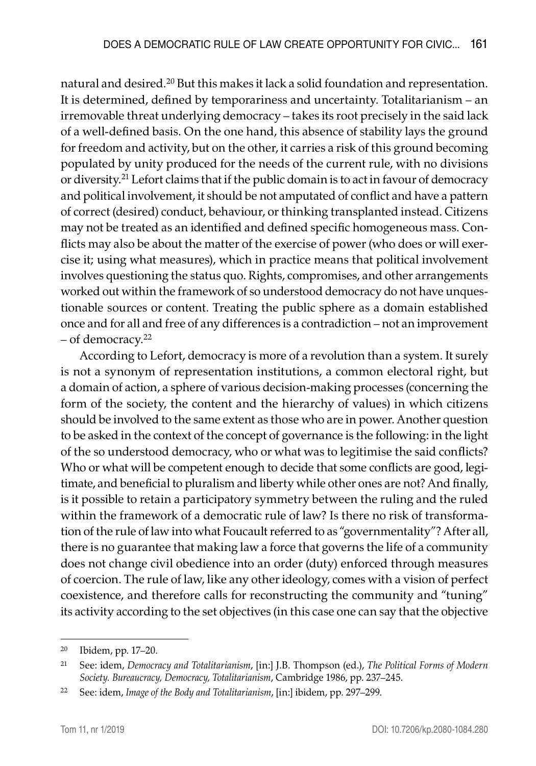natural and desired.[20] But this makes it lack a solid foundation and representation. It is determined, defined by temporariness and uncertainty. Totalitarianism – an irremovable threat underlying democracy – takes its root precisely in the said lack of a well-defined basis. On the one hand, this absence of stability lays the ground for freedom and activity, but on the other, it carries a risk of this ground becoming populated by unity produced for the needs of the current rule, with no divisions or diversity.[21] Lefort claims that if the public domain is to act in favour of democracy and political involvement, it should be not amputated of conflict and have a pattern of correct (desired) conduct, behaviour, or thinking transplanted instead. Citizens may not be treated as an identified and defined specific homogeneous mass. Conflicts may also be about the matter of the exercise of power (who does or will exercise it; using what measures), which in practice means that political involvement involves questioning the status quo. Rights, compromises, and other arrangements worked out within the framework of so understood democracy do not have unquestionable sources or content. Treating the public sphere as a domain established once and for all and free of any differences is a contradiction – not an improvement – of democracy.[22]

According to Lefort, democracy is more of a revolution than a system. It surely is not a synonym of representation institutions, a common electoral right, but a domain of action, a sphere of various decision-making processes (concerning the form of the society, the content and the hierarchy of values) in which citizens should be involved to the same extent as those who are in power. Another question to be asked in the context of the concept of governance is the following: in the light of the so understood democracy, who or what was to legitimise the said conflicts? Who or what will be competent enough to decide that some conflicts are good, legitimate, and beneficial to pluralism and liberty while other ones are not? And finally, is it possible to retain a participatory symmetry between the ruling and the ruled within the framework of a democratic rule of law? Is there no risk of transformation of the rule of law into what Foucault referred to as "governmentality"? After all, there is no guarantee that making law a force that governs the life of a community does not change civil obedience into an order (duty) enforced through measures of coercion. The rule of law, like any other ideology, comes with a vision of perfect coexistence, and therefore calls for reconstructing the community and "tuning" its activity according to the set objectives (in this case one can say that the objective

---

[20] Ibidem, pp. 17–20.

[21] See: idem, *Democracy and Totalitarianism*, [in:] J.B. Thompson (ed.), *The Political Forms of Modern Society. Bureaucracy, Democracy, Totalitarianism*, Cambridge 1986, pp. 237–245.

[22] See: idem, *Image of the Body and Totalitarianism*, [in:] ibidem, pp. 297–299.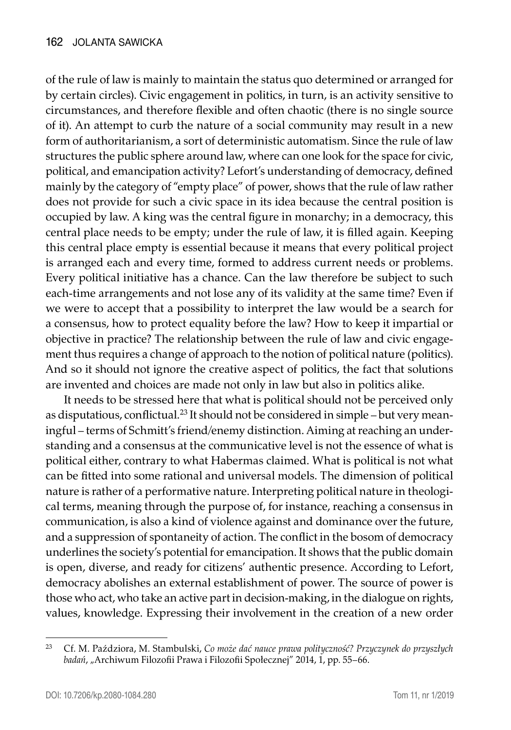of the rule of law is mainly to maintain the status quo determined or arranged for by certain circles). Civic engagement in politics, in turn, is an activity sensitive to circumstances, and therefore flexible and often chaotic (there is no single source of it). An attempt to curb the nature of a social community may result in a new form of authoritarianism, a sort of deterministic automatism. Since the rule of law structures the public sphere around law, where can one look for the space for civic, political, and emancipation activity? Lefort's understanding of democracy, defined mainly by the category of "empty place" of power, shows that the rule of law rather does not provide for such a civic space in its idea because the central position is occupied by law. A king was the central figure in monarchy; in a democracy, this central place needs to be empty; under the rule of law, it is filled again. Keeping this central place empty is essential because it means that every political project is arranged each and every time, formed to address current needs or problems. Every political initiative has a chance. Can the law therefore be subject to such each-time arrangements and not lose any of its validity at the same time? Even if we were to accept that a possibility to interpret the law would be a search for a consensus, how to protect equality before the law? How to keep it impartial or objective in practice? The relationship between the rule of law and civic engagement thus requires a change of approach to the notion of political nature (politics). And so it should not ignore the creative aspect of politics, the fact that solutions are invented and choices are made not only in law but also in politics alike.

It needs to be stressed here that what is political should not be perceived only as disputatious, conflictual.[23] It should not be considered in simple – but very meaningful – terms of Schmitt's friend/enemy distinction. Aiming at reaching an understanding and a consensus at the communicative level is not the essence of what is political either, contrary to what Habermas claimed. What is political is not what can be fitted into some rational and universal models. The dimension of political nature is rather of a performative nature. Interpreting political nature in theological terms, meaning through the purpose of, for instance, reaching a consensus in communication, is also a kind of violence against and dominance over the future, and a suppression of spontaneity of action. The conflict in the bosom of democracy underlines the society's potential for emancipation. It shows that the public domain is open, diverse, and ready for citizens' authentic presence. According to Lefort, democracy abolishes an external establishment of power. The source of power is those who act, who take an active part in decision-making, in the dialogue on rights, values, knowledge. Expressing their involvement in the creation of a new order

---

[23] Cf. M. Paździora, M. Stambulski, *Co może dać nauce prawa polityczność? Przyczynek do przyszłych badań*, „Archiwum Filozofii Prawa i Filozofii Społecznej" 2014, 1, pp. 55–66.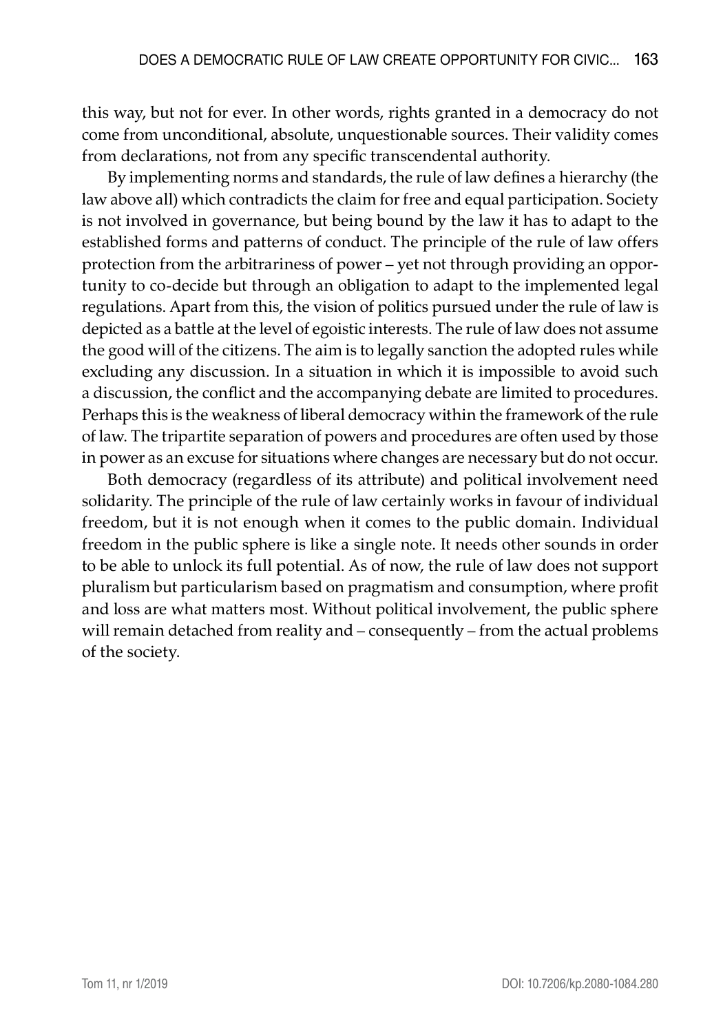this way, but not for ever. In other words, rights granted in a democracy do not come from unconditional, absolute, unquestionable sources. Their validity comes from declarations, not from any specific transcendental authority.

By implementing norms and standards, the rule of law defines a hierarchy (the law above all) which contradicts the claim for free and equal participation. Society is not involved in governance, but being bound by the law it has to adapt to the established forms and patterns of conduct. The principle of the rule of law offers protection from the arbitrariness of power – yet not through providing an opportunity to co-decide but through an obligation to adapt to the implemented legal regulations. Apart from this, the vision of politics pursued under the rule of law is depicted as a battle at the level of egoistic interests. The rule of law does not assume the good will of the citizens. The aim is to legally sanction the adopted rules while excluding any discussion. In a situation in which it is impossible to avoid such a discussion, the conflict and the accompanying debate are limited to procedures. Perhaps this is the weakness of liberal democracy within the framework of the rule of law. The tripartite separation of powers and procedures are often used by those in power as an excuse for situations where changes are necessary but do not occur.

Both democracy (regardless of its attribute) and political involvement need solidarity. The principle of the rule of law certainly works in favour of individual freedom, but it is not enough when it comes to the public domain. Individual freedom in the public sphere is like a single note. It needs other sounds in order to be able to unlock its full potential. As of now, the rule of law does not support pluralism but particularism based on pragmatism and consumption, where profit and loss are what matters most. Without political involvement, the public sphere will remain detached from reality and – consequently – from the actual problems of the society.